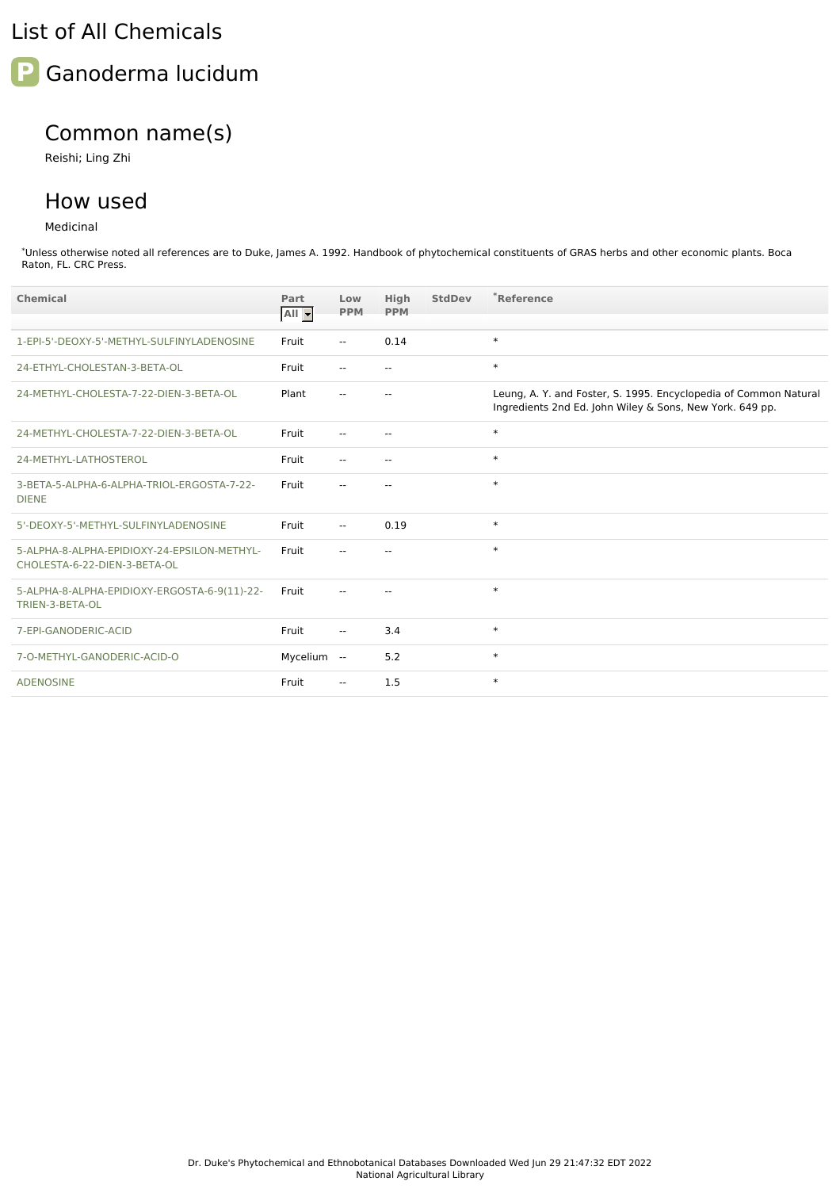# List of All Chemicals

## Ganoderma lucidum

### Common name(s)

Reishi; Ling Zhi

### How used

Medicinal

*Unless otherwise noted all references are to Duke, James A. 1992. Handbook of phytochemical constituents of GRAS herbs and other economic plants. Boca Raton, FL. CRC Press.

| Chemical | Part | Low PPM | High PPM | StdDev | *Reference |
|---|---|---|---|---|---|
| 1-EPI-5'-DEOXY-5'-METHYL-SULFINYLADENOSINE | Fruit | -- | 0.14 | | * |
| 24-ETHYL-CHOLESTAN-3-BETA-OL | Fruit | -- | -- | | * |
| 24-METHYL-CHOLESTA-7-22-DIEN-3-BETA-OL | Plant | -- | -- | | Leung, A. Y. and Foster, S. 1995. Encyclopedia of Common Natural Ingredients 2nd Ed. John Wiley & Sons, New York. 649 pp. |
| 24-METHYL-CHOLESTA-7-22-DIEN-3-BETA-OL | Fruit | -- | -- | | * |
| 24-METHYL-LATHOSTEROL | Fruit | -- | -- | | * |
| 3-BETA-5-ALPHA-6-ALPHA-TRIOL-ERGOSTA-7-22-DIENE | Fruit | -- | -- | | * |
| 5'-DEOXY-5'-METHYL-SULFINYLADENOSINE | Fruit | -- | 0.19 | | * |
| 5-ALPHA-8-ALPHA-EPIDIOXY-24-EPSILON-METHYL-CHOLESTA-6-22-DIEN-3-BETA-OL | Fruit | -- | -- | | * |
| 5-ALPHA-8-ALPHA-EPIDIOXY-ERGOSTA-6-9(11)-22-TRIEN-3-BETA-OL | Fruit | -- | -- | | * |
| 7-EPI-GANODERIC-ACID | Fruit | -- | 3.4 | | * |
| 7-O-METHYL-GANODERIC-ACID-O | Mycelium | -- | 5.2 | | * |
| ADENOSINE | Fruit | -- | 1.5 | | * |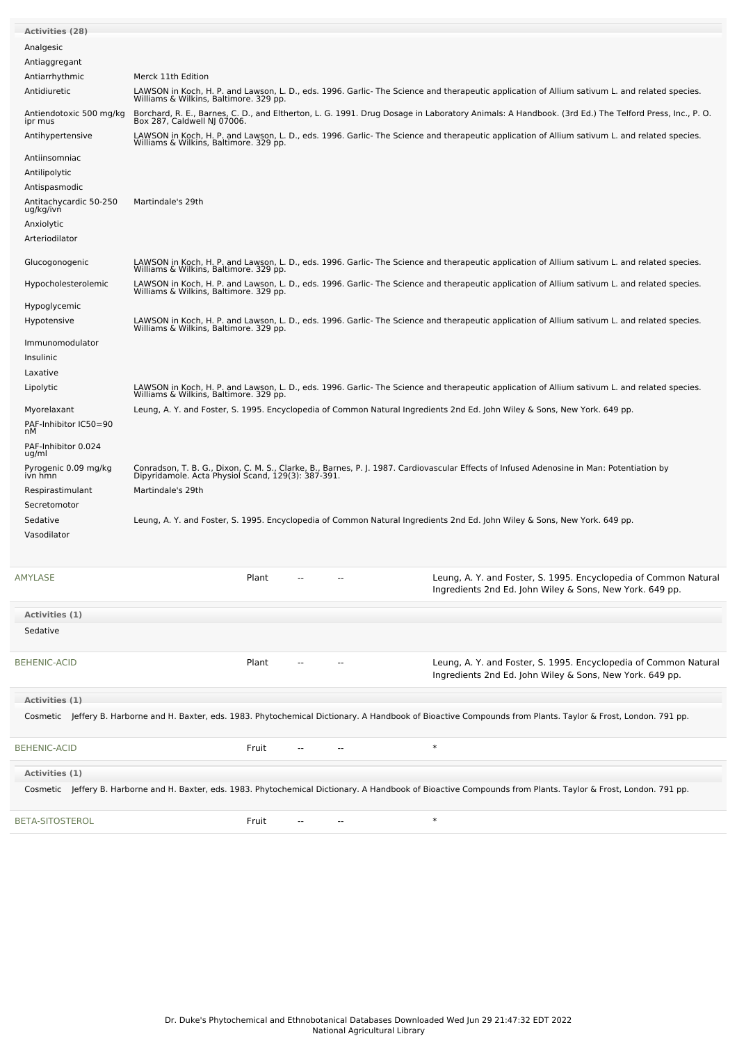**Activities (28)**

| Activity | Reference |
|---|---|
| Analgesic | |
| Antiaggregant | |
| Antiarrhythmic | Merck 11th Edition |
| Antidiuretic | LAWSON in Koch, H. P. and Lawson, L. D., eds. 1996. Garlic- The Science and therapeutic application of Allium sativum L. and related species. Williams & Wilkins, Baltimore. 329 pp. |
| Antiendotoxic 500 mg/kg ipr mus | Borchard, R. E., Barnes, C. D., and Eltherton, L. G. 1991. Drug Dosage in Laboratory Animals: A Handbook. (3rd Ed.) The Telford Press, Inc., P. O. Box 287, Caldwell NJ 07006. |
| Antihypertensive | LAWSON in Koch, H. P. and Lawson, L. D., eds. 1996. Garlic- The Science and therapeutic application of Allium sativum L. and related species. Williams & Wilkins, Baltimore. 329 pp. |
| Antiinsomniac | |
| Antilipolytic | |
| Antispasmodic | |
| Antitachycardic 50-250 ug/kg/ivn | Martindale's 29th |
| Anxiolytic | |
| Arteriodilator | |
| Glucogonogenic | LAWSON in Koch, H. P. and Lawson, L. D., eds. 1996. Garlic- The Science and therapeutic application of Allium sativum L. and related species. Williams & Wilkins, Baltimore. 329 pp. |
| Hypocholesterolemic | LAWSON in Koch, H. P. and Lawson, L. D., eds. 1996. Garlic- The Science and therapeutic application of Allium sativum L. and related species. Williams & Wilkins, Baltimore. 329 pp. |
| Hypoglycemic | |
| Hypotensive | LAWSON in Koch, H. P. and Lawson, L. D., eds. 1996. Garlic- The Science and therapeutic application of Allium sativum L. and related species. Williams & Wilkins, Baltimore. 329 pp. |
| Immunomodulator | |
| Insulinic | |
| Laxative | |
| Lipolytic | LAWSON in Koch, H. P. and Lawson, L. D., eds. 1996. Garlic- The Science and therapeutic application of Allium sativum L. and related species. Williams & Wilkins, Baltimore. 329 pp. |
| Myorelaxant | Leung, A. Y. and Foster, S. 1995. Encyclopedia of Common Natural Ingredients 2nd Ed. John Wiley & Sons, New York. 649 pp. |
| PAF-Inhibitor IC50=90 nM | |
| PAF-Inhibitor 0.024 ug/ml | |
| Pyrogenic 0.09 mg/kg ivn hmn | Conradson, T. B. G., Dixon, C. M. S., Clarke, B., Barnes, P. J. 1987. Cardiovascular Effects of Infused Adenosine in Man: Potentiation by Dipyridamole. Acta Physiol Scand, 129(3): 387-391. |
| Respirastimulant | Martindale's 29th |
| Secretomotor | |
| Sedative | Leung, A. Y. and Foster, S. 1995. Encyclopedia of Common Natural Ingredients 2nd Ed. John Wiley & Sons, New York. 649 pp. |
| Vasodilator | |

| Chemical | Part | Low | High | Reference |
|---|---|---|---|---|
| AMYLASE | Plant | -- | -- | Leung, A. Y. and Foster, S. 1995. Encyclopedia of Common Natural Ingredients 2nd Ed. John Wiley & Sons, New York. 649 pp. |

**Activities (1)**

Sedative

| Chemical | Part | Low | High | Reference |
|---|---|---|---|---|
| BEHENIC-ACID | Plant | -- | -- | Leung, A. Y. and Foster, S. 1995. Encyclopedia of Common Natural Ingredients 2nd Ed. John Wiley & Sons, New York. 649 pp. |

**Activities (1)**

Cosmetic Jeffery B. Harborne and H. Baxter, eds. 1983. Phytochemical Dictionary. A Handbook of Bioactive Compounds from Plants. Taylor & Frost, London. 791 pp.

| Chemical | Part | Low | High | Reference |
|---|---|---|---|---|
| BEHENIC-ACID | Fruit | -- | -- | * |

**Activities (1)**

Cosmetic Jeffery B. Harborne and H. Baxter, eds. 1983. Phytochemical Dictionary. A Handbook of Bioactive Compounds from Plants. Taylor & Frost, London. 791 pp.

| Chemical | Part | Low | High | Reference |
|---|---|---|---|---|
| BETA-SITOSTEROL | Fruit | -- | -- | * |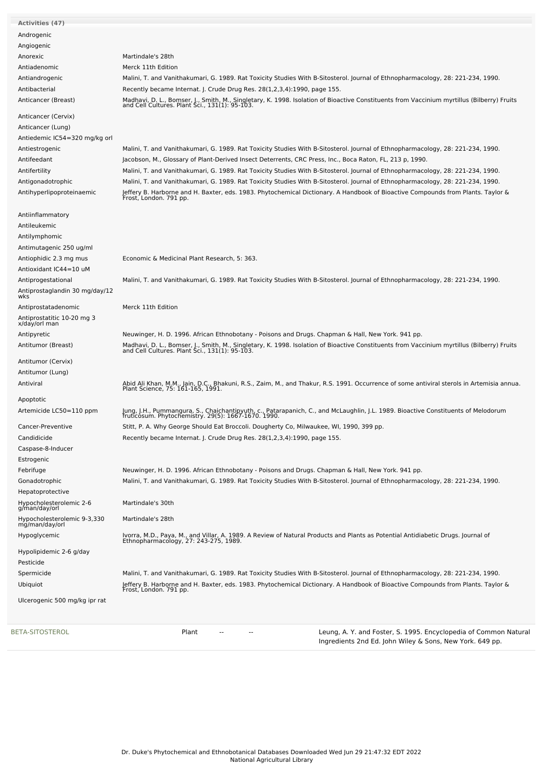| Activities (47) | |
| --- | --- |
| Androgenic | |
| Angiogenic | |
| Anorexic | Martindale's 28th |
| Antiadenomic | Merck 11th Edition |
| Antiandrogenic | Malini, T. and Vanithakumari, G. 1989. Rat Toxicity Studies With B-Sitosterol. Journal of Ethnopharmacology, 28: 221-234, 1990. |
| Antibacterial | Recently became Internat. J. Crude Drug Res. 28(1,2,3,4):1990, page 155. |
| Anticancer (Breast) | Madhavi, D. L., Bomser, J., Smith, M., Singletary, K. 1998. Isolation of Bioactive Constituents from Vaccinium myrtillus (Bilberry) Fruits and Cell Cultures. Plant Sci., 131(1): 95-103. |
| Anticancer (Cervix) | |
| Anticancer (Lung) | |
| Antiedemic IC54=320 mg/kg orl | |
| Antiestrogenic | Malini, T. and Vanithakumari, G. 1989. Rat Toxicity Studies With B-Sitosterol. Journal of Ethnopharmacology, 28: 221-234, 1990. |
| Antifeedant | Jacobson, M., Glossary of Plant-Derived Insect Deterrents, CRC Press, Inc., Boca Raton, FL, 213 p, 1990. |
| Antifertility | Malini, T. and Vanithakumari, G. 1989. Rat Toxicity Studies With B-Sitosterol. Journal of Ethnopharmacology, 28: 221-234, 1990. |
| Antigonadotrophic | Malini, T. and Vanithakumari, G. 1989. Rat Toxicity Studies With B-Sitosterol. Journal of Ethnopharmacology, 28: 221-234, 1990. |
| Antihyperlipoproteinaemic | Jeffery B. Harborne and H. Baxter, eds. 1983. Phytochemical Dictionary. A Handbook of Bioactive Compounds from Plants. Taylor & Frost, London. 791 pp. |
| Antiinflammatory | |
| Antileukemic | |
| Antilymphomic | |
| Antimutagenic 250 ug/ml | |
| Antiophidic 2.3 mg mus | Economic & Medicinal Plant Research, 5: 363. |
| Antioxidant IC44=10 uM | |
| Antiprogestational | Malini, T. and Vanithakumari, G. 1989. Rat Toxicity Studies With B-Sitosterol. Journal of Ethnopharmacology, 28: 221-234, 1990. |
| Antiprostaglandin 30 mg/day/12 wks | |
| Antiprostatadenomic | Merck 11th Edition |
| Antiprostatitic 10-20 mg 3 x/day/orl man | |
| Antipyretic | Neuwinger, H. D. 1996. African Ethnobotany - Poisons and Drugs. Chapman & Hall, New York. 941 pp. |
| Antitumor (Breast) | Madhavi, D. L., Bomser, J., Smith, M., Singletary, K. 1998. Isolation of Bioactive Constituents from Vaccinium myrtillus (Bilberry) Fruits and Cell Cultures. Plant Sci., 131(1): 95-103. |
| Antitumor (Cervix) | |
| Antitumor (Lung) | |
| Antiviral | Abid Ali Khan, M.M., Jain, D.C., Bhakuni, R.S., Zaim, M., and Thakur, R.S. 1991. Occurrence of some antiviral sterols in Artemisia annua. Plant Science, 75: 161-165, 1991. |
| Apoptotic | |
| Artemicide LC50=110 ppm | Jung, J.H., Pummangura, S., Chaichantipyuth, c., Patarapanich, C., and McLaughlin, J.L. 1989. Bioactive Constituents of Melodorum fruticosum. Phytochemistry. 29(5): 1667-1670. 1990. |
| Cancer-Preventive | Stitt, P. A. Why George Should Eat Broccoli. Dougherty Co, Milwaukee, WI, 1990, 399 pp. |
| Candidicide | Recently became Internat. J. Crude Drug Res. 28(1,2,3,4):1990, page 155. |
| Caspase-8-Inducer | |
| Estrogenic | |
| Febrifuge | Neuwinger, H. D. 1996. African Ethnobotany - Poisons and Drugs. Chapman & Hall, New York. 941 pp. |
| Gonadotrophic | Malini, T. and Vanithakumari, G. 1989. Rat Toxicity Studies With B-Sitosterol. Journal of Ethnopharmacology, 28: 221-234, 1990. |
| Hepatoprotective | |
| Hypocholesterolemic 2-6 g/man/day/orl | Martindale's 30th |
| Hypocholesterolemic 9-3,330 mg/man/day/orl | Martindale's 28th |
| Hypoglycemic | Ivorra, M.D., Paya, M., and Villar, A. 1989. A Review of Natural Products and Plants as Potential Antidiabetic Drugs. Journal of Ethnopharmacology, 27: 243-275, 1989. |
| Hypolipidemic 2-6 g/day | |
| Pesticide | |
| Spermicide | Malini, T. and Vanithakumari, G. 1989. Rat Toxicity Studies With B-Sitosterol. Journal of Ethnopharmacology, 28: 221-234, 1990. |
| Ubiquiot | Jeffery B. Harborne and H. Baxter, eds. 1983. Phytochemical Dictionary. A Handbook of Bioactive Compounds from Plants. Taylor & Frost, London. 791 pp. |
| Ulcerogenic 500 mg/kg ipr rat | |

| | | | | |
| --- | --- | --- | --- | --- |
| BETA-SITOSTEROL | Plant | -- | -- | Leung, A. Y. and Foster, S. 1995. Encyclopedia of Common Natural Ingredients 2nd Ed. John Wiley & Sons, New York. 649 pp. |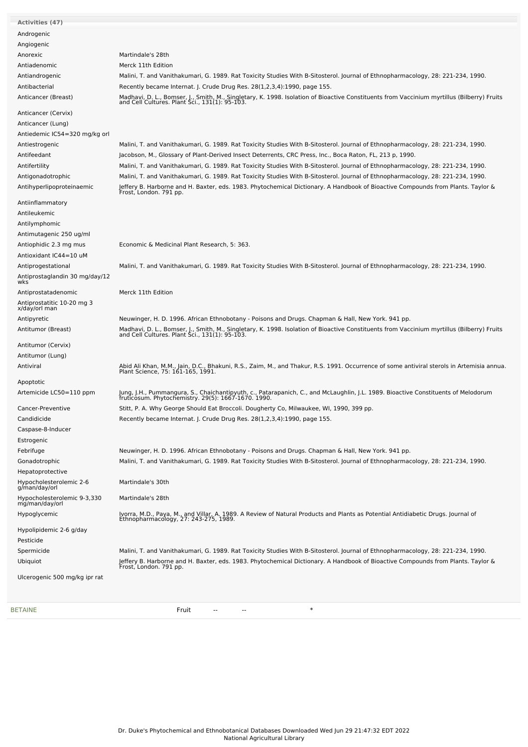| Activities (47) | |
|---|---|
| Androgenic | |
| Angiogenic | |
| Anorexic | Martindale's 28th |
| Antiadenomic | Merck 11th Edition |
| Antiandrogenic | Malini, T. and Vanithakumari, G. 1989. Rat Toxicity Studies With B-Sitosterol. Journal of Ethnopharmacology, 28: 221-234, 1990. |
| Antibacterial | Recently became Internat. J. Crude Drug Res. 28(1,2,3,4):1990, page 155. |
| Anticancer (Breast) | Madhavi, D. L., Bomser, J., Smith, M., Singletary, K. 1998. Isolation of Bioactive Constituents from Vaccinium myrtillus (Bilberry) Fruits and Cell Cultures. Plant Sci., 131(1): 95-103. |
| Anticancer (Cervix) | |
| Anticancer (Lung) | |
| Antiedemic IC54=320 mg/kg orl | |
| Antiestrogenic | Malini, T. and Vanithakumari, G. 1989. Rat Toxicity Studies With B-Sitosterol. Journal of Ethnopharmacology, 28: 221-234, 1990. |
| Antifeedant | Jacobson, M., Glossary of Plant-Derived Insect Deterrents, CRC Press, Inc., Boca Raton, FL, 213 p, 1990. |
| Antifertility | Malini, T. and Vanithakumari, G. 1989. Rat Toxicity Studies With B-Sitosterol. Journal of Ethnopharmacology, 28: 221-234, 1990. |
| Antigonadotrophic | Malini, T. and Vanithakumari, G. 1989. Rat Toxicity Studies With B-Sitosterol. Journal of Ethnopharmacology, 28: 221-234, 1990. |
| Antihyperlipoproteinaemic | Jeffery B. Harborne and H. Baxter, eds. 1983. Phytochemical Dictionary. A Handbook of Bioactive Compounds from Plants. Taylor & Frost, London. 791 pp. |
| Antiinflammatory | |
| Antileukemic | |
| Antilymphomic | |
| Antimutagenic 250 ug/ml | |
| Antiophidic 2.3 mg mus | Economic & Medicinal Plant Research, 5: 363. |
| Antioxidant IC44=10 uM | |
| Antiprogestational | Malini, T. and Vanithakumari, G. 1989. Rat Toxicity Studies With B-Sitosterol. Journal of Ethnopharmacology, 28: 221-234, 1990. |
| Antiprostaglandin 30 mg/day/12 wks | |
| Antiprostatadenomic | Merck 11th Edition |
| Antiprostatitic 10-20 mg 3 x/day/orl man | |
| Antipyretic | Neuwinger, H. D. 1996. African Ethnobotany - Poisons and Drugs. Chapman & Hall, New York. 941 pp. |
| Antitumor (Breast) | Madhavi, D. L., Bomser, J., Smith, M., Singletary, K. 1998. Isolation of Bioactive Constituents from Vaccinium myrtillus (Bilberry) Fruits and Cell Cultures. Plant Sci., 131(1): 95-103. |
| Antitumor (Cervix) | |
| Antitumor (Lung) | |
| Antiviral | Abid Ali Khan, M.M., Jain, D.C., Bhakuni, R.S., Zaim, M., and Thakur, R.S. 1991. Occurrence of some antiviral sterols in Artemisia annua. Plant Science, 75: 161-165, 1991. |
| Apoptotic | |
| Artemicide LC50=110 ppm | Jung, J.H., Pummangura, S., Chaichantipyuth, c., Patarapanich, C., and McLaughlin, J.L. 1989. Bioactive Constituents of Melodorum fruticosum. Phytochemistry. 29(5): 1667-1670. 1990. |
| Cancer-Preventive | Stitt, P. A. Why George Should Eat Broccoli. Dougherty Co, Milwaukee, WI, 1990, 399 pp. |
| Candidicide | Recently became Internat. J. Crude Drug Res. 28(1,2,3,4):1990, page 155. |
| Caspase-8-Inducer | |
| Estrogenic | |
| Febrifuge | Neuwinger, H. D. 1996. African Ethnobotany - Poisons and Drugs. Chapman & Hall, New York. 941 pp. |
| Gonadotrophic | Malini, T. and Vanithakumari, G. 1989. Rat Toxicity Studies With B-Sitosterol. Journal of Ethnopharmacology, 28: 221-234, 1990. |
| Hepatoprotective | |
| Hypocholesterolemic 2-6 g/man/day/orl | Martindale's 30th |
| Hypocholesterolemic 9-3,330 mg/man/day/orl | Martindale's 28th |
| Hypoglycemic | Ivorra, M.D., Paya, M., and Villar, A. 1989. A Review of Natural Products and Plants as Potential Antidiabetic Drugs. Journal of Ethnopharmacology, 27: 243-275, 1989. |
| Hypolipidemic 2-6 g/day | |
| Pesticide | |
| Spermicide | Malini, T. and Vanithakumari, G. 1989. Rat Toxicity Studies With B-Sitosterol. Journal of Ethnopharmacology, 28: 221-234, 1990. |
| Ubiquiot | Jeffery B. Harborne and H. Baxter, eds. 1983. Phytochemical Dictionary. A Handbook of Bioactive Compounds from Plants. Taylor & Frost, London. 791 pp. |
| Ulcerogenic 500 mg/kg ipr rat | |

| BETAINE | Fruit | -- | -- | * |
|---|---|---|---|---|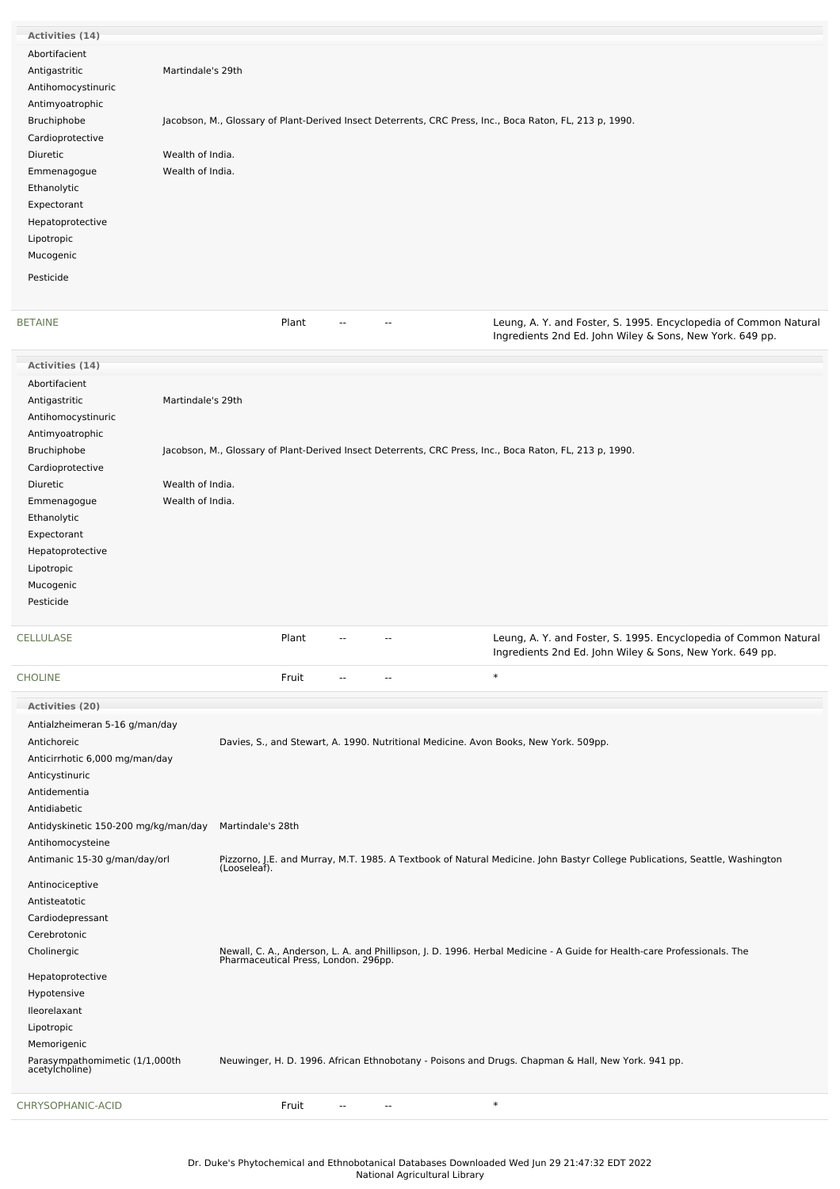**Activities (14)**

| Activity | Reference |
|---|---|
| Abortifacient | |
| Antigastritic | Martindale's 29th |
| Antihomocystinuric | |
| Antimyoatrophic | |
| Bruchiphobe | Jacobson, M., Glossary of Plant-Derived Insect Deterrents, CRC Press, Inc., Boca Raton, FL, 213 p, 1990. |
| Cardioprotective | |
| Diuretic | Wealth of India. |
| Emmenagogue | Wealth of India. |
| Ethanolytic | |
| Expectorant | |
| Hepatoprotective | |
| Lipotropic | |
| Mucogenic | |
| Pesticide | |

| Chemical | Part | | | Reference |
|---|---|---|---|---|
| BETAINE | Plant | -- | -- | Leung, A. Y. and Foster, S. 1995. Encyclopedia of Common Natural Ingredients 2nd Ed. John Wiley & Sons, New York. 649 pp. |

**Activities (14)**

| Activity | Reference |
|---|---|
| Abortifacient | |
| Antigastritic | Martindale's 29th |
| Antihomocystinuric | |
| Antimyoatrophic | |
| Bruchiphobe | Jacobson, M., Glossary of Plant-Derived Insect Deterrents, CRC Press, Inc., Boca Raton, FL, 213 p, 1990. |
| Cardioprotective | |
| Diuretic | Wealth of India. |
| Emmenagogue | Wealth of India. |
| Ethanolytic | |
| Expectorant | |
| Hepatoprotective | |
| Lipotropic | |
| Mucogenic | |
| Pesticide | |

| Chemical | Part | | | Reference |
|---|---|---|---|---|
| CELLULASE | Plant | -- | -- | Leung, A. Y. and Foster, S. 1995. Encyclopedia of Common Natural Ingredients 2nd Ed. John Wiley & Sons, New York. 649 pp. |
| CHOLINE | Fruit | -- | -- | * |

**Activities (20)**

| Activity | Reference |
|---|---|
| Antialzheimeran 5-16 g/man/day | |
| Antichoreic | Davies, S., and Stewart, A. 1990. Nutritional Medicine. Avon Books, New York. 509pp. |
| Anticirrhotic 6,000 mg/man/day | |
| Anticystinuric | |
| Antidementia | |
| Antidiabetic | |
| Antidyskinetic 150-200 mg/kg/man/day | Martindale's 28th |
| Antihomocysteine | |
| Antimanic 15-30 g/man/day/orl | Pizzorno, J.E. and Murray, M.T. 1985. A Textbook of Natural Medicine. John Bastyr College Publications, Seattle, Washington (Looseleaf). |
| Antinociceptive | |
| Antisteatotic | |
| Cardiodepressant | |
| Cerebrotonic | |
| Cholinergic | Newall, C. A., Anderson, L. A. and Phillipson, J. D. 1996. Herbal Medicine - A Guide for Health-care Professionals. The Pharmaceutical Press, London. 296pp. |
| Hepatoprotective | |
| Hypotensive | |
| Ileorelaxant | |
| Lipotropic | |
| Memorigenic | |
| Parasympathomimetic (1/1,000th acetylcholine) | Neuwinger, H. D. 1996. African Ethnobotany - Poisons and Drugs. Chapman & Hall, New York. 941 pp. |

| Chemical | Part | | | Reference |
|---|---|---|---|---|
| CHRYSOPHANIC-ACID | Fruit | -- | -- | * |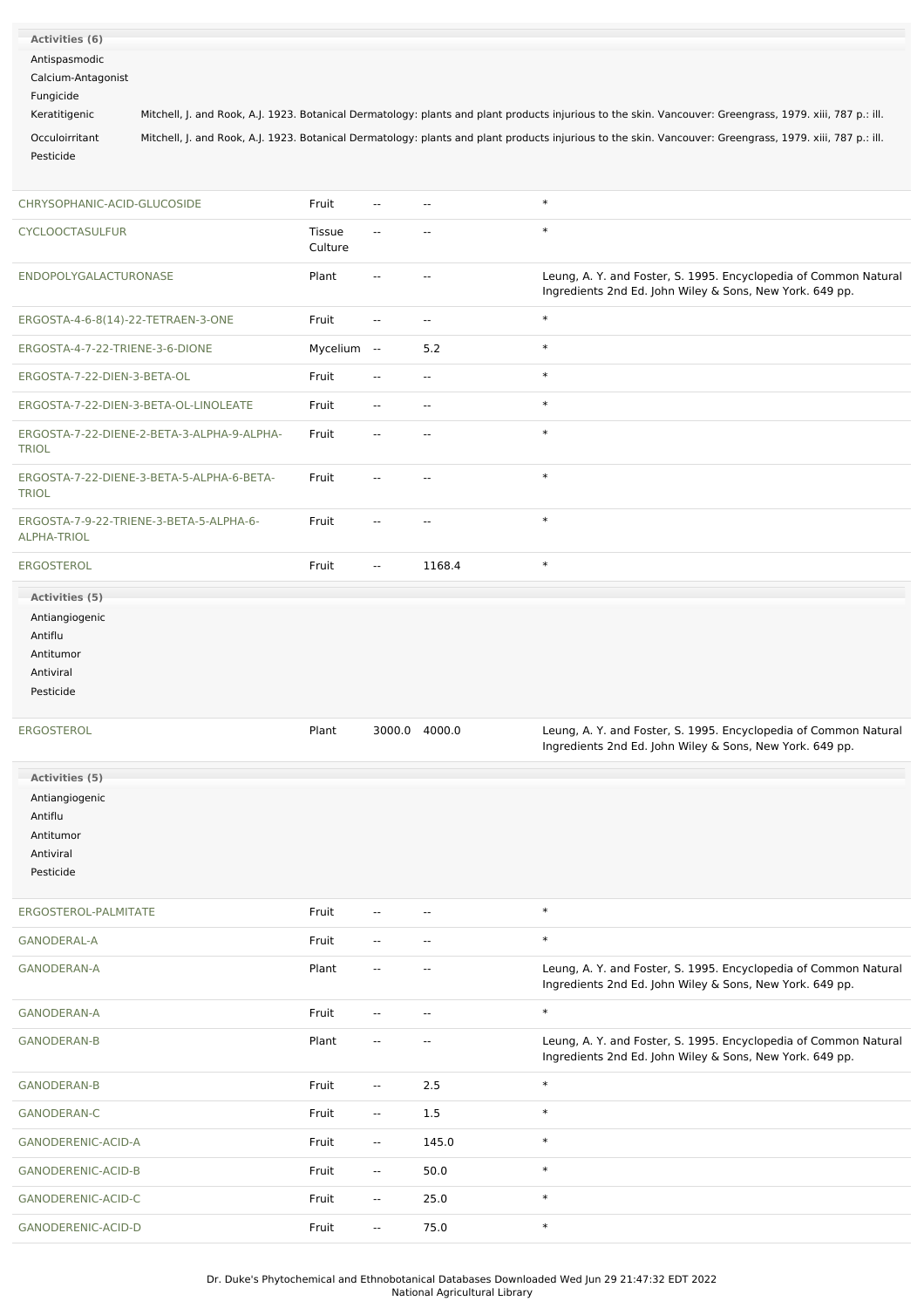**Activities (6)**

| Activity | Reference |
| --- | --- |
| Antispasmodic | |
| Calcium-Antagonist | |
| Fungicide | |
| Keratitigenic | Mitchell, J. and Rook, A.J. 1923. Botanical Dermatology: plants and plant products injurious to the skin. Vancouver: Greengrass, 1979. xiii, 787 p.: ill. |
| Occuloirritant | Mitchell, J. and Rook, A.J. 1923. Botanical Dermatology: plants and plant products injurious to the skin. Vancouver: Greengrass, 1979. xiii, 787 p.: ill. |
| Pesticide | |

| Chemical | Part | Low | High | Reference |
| --- | --- | --- | --- | --- |
| CHRYSOPHANIC-ACID-GLUCOSIDE | Fruit | -- | -- | * |
| CYCLOOCTASULFUR | Tissue Culture | -- | -- | * |
| ENDOPOLYGALACTURONASE | Plant | -- | -- | Leung, A. Y. and Foster, S. 1995. Encyclopedia of Common Natural Ingredients 2nd Ed. John Wiley & Sons, New York. 649 pp. |
| ERGOSTA-4-6-8(14)-22-TETRAEN-3-ONE | Fruit | -- | -- | * |
| ERGOSTA-4-7-22-TRIENE-3-6-DIONE | Mycelium | -- | 5.2 | * |
| ERGOSTA-7-22-DIEN-3-BETA-OL | Fruit | -- | -- | * |
| ERGOSTA-7-22-DIEN-3-BETA-OL-LINOLEATE | Fruit | -- | -- | * |
| ERGOSTA-7-22-DIENE-2-BETA-3-ALPHA-9-ALPHA-TRIOL | Fruit | -- | -- | * |
| ERGOSTA-7-22-DIENE-3-BETA-5-ALPHA-6-BETA-TRIOL | Fruit | -- | -- | * |
| ERGOSTA-7-9-22-TRIENE-3-BETA-5-ALPHA-6-ALPHA-TRIOL | Fruit | -- | -- | * |
| ERGOSTEROL | Fruit | -- | 1168.4 | * |

**Activities (5)**

- Antiangiogenic
- Antiflu
- Antitumor
- Antiviral
- Pesticide

| Chemical | Part | Low | High | Reference |
| --- | --- | --- | --- | --- |
| ERGOSTEROL | Plant | 3000.0 | 4000.0 | Leung, A. Y. and Foster, S. 1995. Encyclopedia of Common Natural Ingredients 2nd Ed. John Wiley & Sons, New York. 649 pp. |

**Activities (5)**

- Antiangiogenic
- Antiflu
- Antitumor
- Antiviral
- Pesticide

| Chemical | Part | Low | High | Reference |
| --- | --- | --- | --- | --- |
| ERGOSTEROL-PALMITATE | Fruit | -- | -- | * |
| GANODERAL-A | Fruit | -- | -- | * |
| GANODERAN-A | Plant | -- | -- | Leung, A. Y. and Foster, S. 1995. Encyclopedia of Common Natural Ingredients 2nd Ed. John Wiley & Sons, New York. 649 pp. |
| GANODERAN-A | Fruit | -- | -- | * |
| GANODERAN-B | Plant | -- | -- | Leung, A. Y. and Foster, S. 1995. Encyclopedia of Common Natural Ingredients 2nd Ed. John Wiley & Sons, New York. 649 pp. |
| GANODERAN-B | Fruit | -- | 2.5 | * |
| GANODERAN-C | Fruit | -- | 1.5 | * |
| GANODERENIC-ACID-A | Fruit | -- | 145.0 | * |
| GANODERENIC-ACID-B | Fruit | -- | 50.0 | * |
| GANODERENIC-ACID-C | Fruit | -- | 25.0 | * |
| GANODERENIC-ACID-D | Fruit | -- | 75.0 | * |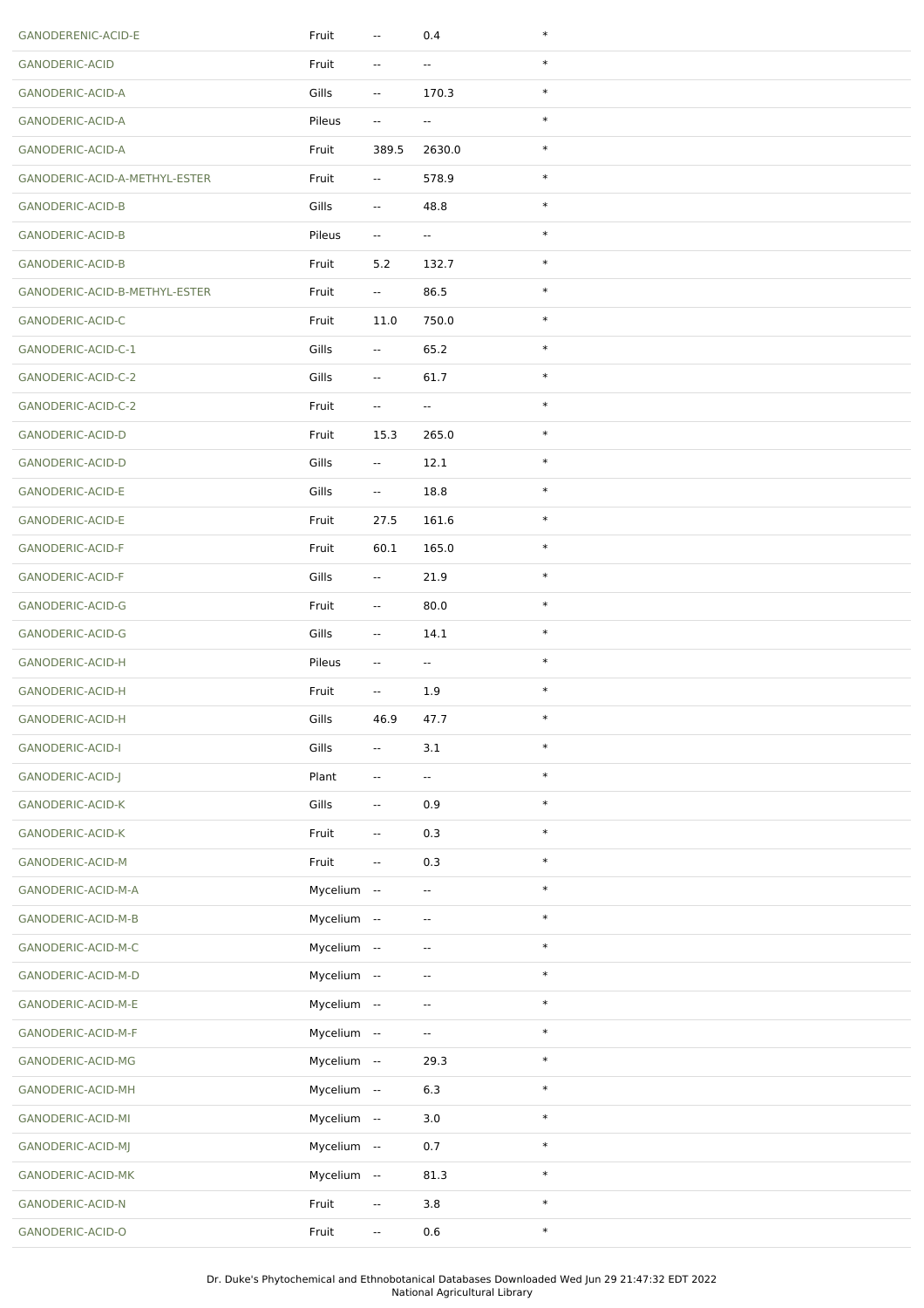| | | | | |
|---|---|---|---|---|
| GANODERENIC-ACID-E | Fruit | -- | 0.4 | * |
| GANODERIC-ACID | Fruit | -- | -- | * |
| GANODERIC-ACID-A | Gills | -- | 170.3 | * |
| GANODERIC-ACID-A | Pileus | -- | -- | * |
| GANODERIC-ACID-A | Fruit | 389.5 | 2630.0 | * |
| GANODERIC-ACID-A-METHYL-ESTER | Fruit | -- | 578.9 | * |
| GANODERIC-ACID-B | Gills | -- | 48.8 | * |
| GANODERIC-ACID-B | Pileus | -- | -- | * |
| GANODERIC-ACID-B | Fruit | 5.2 | 132.7 | * |
| GANODERIC-ACID-B-METHYL-ESTER | Fruit | -- | 86.5 | * |
| GANODERIC-ACID-C | Fruit | 11.0 | 750.0 | * |
| GANODERIC-ACID-C-1 | Gills | -- | 65.2 | * |
| GANODERIC-ACID-C-2 | Gills | -- | 61.7 | * |
| GANODERIC-ACID-C-2 | Fruit | -- | -- | * |
| GANODERIC-ACID-D | Fruit | 15.3 | 265.0 | * |
| GANODERIC-ACID-D | Gills | -- | 12.1 | * |
| GANODERIC-ACID-E | Gills | -- | 18.8 | * |
| GANODERIC-ACID-E | Fruit | 27.5 | 161.6 | * |
| GANODERIC-ACID-F | Fruit | 60.1 | 165.0 | * |
| GANODERIC-ACID-F | Gills | -- | 21.9 | * |
| GANODERIC-ACID-G | Fruit | -- | 80.0 | * |
| GANODERIC-ACID-G | Gills | -- | 14.1 | * |
| GANODERIC-ACID-H | Pileus | -- | -- | * |
| GANODERIC-ACID-H | Fruit | -- | 1.9 | * |
| GANODERIC-ACID-H | Gills | 46.9 | 47.7 | * |
| GANODERIC-ACID-I | Gills | -- | 3.1 | * |
| GANODERIC-ACID-J | Plant | -- | -- | * |
| GANODERIC-ACID-K | Gills | -- | 0.9 | * |
| GANODERIC-ACID-K | Fruit | -- | 0.3 | * |
| GANODERIC-ACID-M | Fruit | -- | 0.3 | * |
| GANODERIC-ACID-M-A | Mycelium | -- | -- | * |
| GANODERIC-ACID-M-B | Mycelium | -- | -- | * |
| GANODERIC-ACID-M-C | Mycelium | -- | -- | * |
| GANODERIC-ACID-M-D | Mycelium | -- | -- | * |
| GANODERIC-ACID-M-E | Mycelium | -- | -- | * |
| GANODERIC-ACID-M-F | Mycelium | -- | -- | * |
| GANODERIC-ACID-MG | Mycelium | -- | 29.3 | * |
| GANODERIC-ACID-MH | Mycelium | -- | 6.3 | * |
| GANODERIC-ACID-MI | Mycelium | -- | 3.0 | * |
| GANODERIC-ACID-MJ | Mycelium | -- | 0.7 | * |
| GANODERIC-ACID-MK | Mycelium | -- | 81.3 | * |
| GANODERIC-ACID-N | Fruit | -- | 3.8 | * |
| GANODERIC-ACID-O | Fruit | -- | 0.6 | * |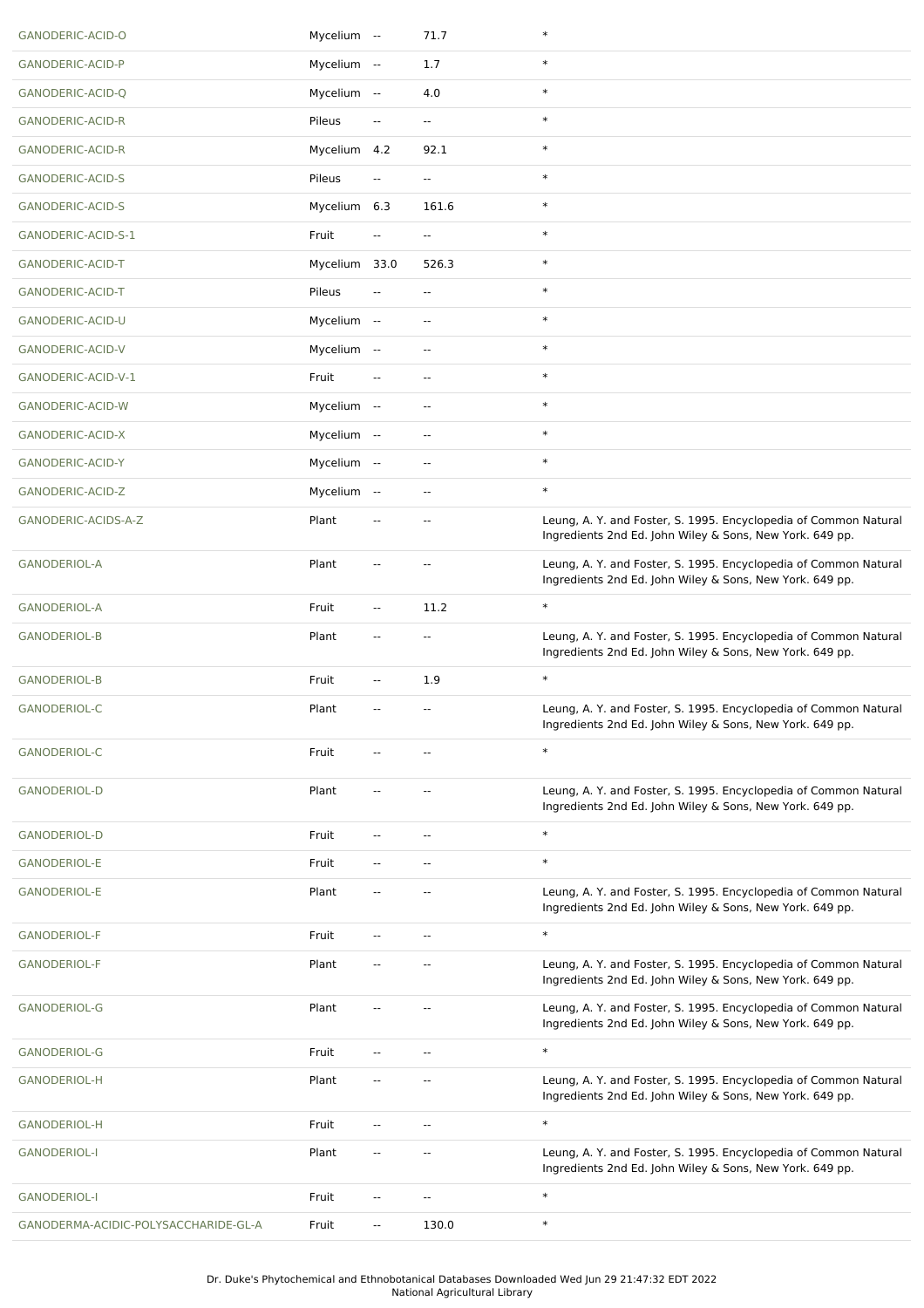| | | | | |
|---|---|---|---|---|
| GANODERIC-ACID-O | Mycelium | -- | 71.7 | * |
| GANODERIC-ACID-P | Mycelium | -- | 1.7 | * |
| GANODERIC-ACID-Q | Mycelium | -- | 4.0 | * |
| GANODERIC-ACID-R | Pileus | -- | -- | * |
| GANODERIC-ACID-R | Mycelium | 4.2 | 92.1 | * |
| GANODERIC-ACID-S | Pileus | -- | -- | * |
| GANODERIC-ACID-S | Mycelium | 6.3 | 161.6 | * |
| GANODERIC-ACID-S-1 | Fruit | -- | -- | * |
| GANODERIC-ACID-T | Mycelium | 33.0 | 526.3 | * |
| GANODERIC-ACID-T | Pileus | -- | -- | * |
| GANODERIC-ACID-U | Mycelium | -- | -- | * |
| GANODERIC-ACID-V | Mycelium | -- | -- | * |
| GANODERIC-ACID-V-1 | Fruit | -- | -- | * |
| GANODERIC-ACID-W | Mycelium | -- | -- | * |
| GANODERIC-ACID-X | Mycelium | -- | -- | * |
| GANODERIC-ACID-Y | Mycelium | -- | -- | * |
| GANODERIC-ACID-Z | Mycelium | -- | -- | * |
| GANODERIC-ACIDS-A-Z | Plant | -- | -- | Leung, A. Y. and Foster, S. 1995. Encyclopedia of Common Natural Ingredients 2nd Ed. John Wiley & Sons, New York. 649 pp. |
| GANODERIOL-A | Plant | -- | -- | Leung, A. Y. and Foster, S. 1995. Encyclopedia of Common Natural Ingredients 2nd Ed. John Wiley & Sons, New York. 649 pp. |
| GANODERIOL-A | Fruit | -- | 11.2 | * |
| GANODERIOL-B | Plant | -- | -- | Leung, A. Y. and Foster, S. 1995. Encyclopedia of Common Natural Ingredients 2nd Ed. John Wiley & Sons, New York. 649 pp. |
| GANODERIOL-B | Fruit | -- | 1.9 | * |
| GANODERIOL-C | Plant | -- | -- | Leung, A. Y. and Foster, S. 1995. Encyclopedia of Common Natural Ingredients 2nd Ed. John Wiley & Sons, New York. 649 pp. |
| GANODERIOL-C | Fruit | -- | -- | * |
| GANODERIOL-D | Plant | -- | -- | Leung, A. Y. and Foster, S. 1995. Encyclopedia of Common Natural Ingredients 2nd Ed. John Wiley & Sons, New York. 649 pp. |
| GANODERIOL-D | Fruit | -- | -- | * |
| GANODERIOL-E | Fruit | -- | -- | * |
| GANODERIOL-E | Plant | -- | -- | Leung, A. Y. and Foster, S. 1995. Encyclopedia of Common Natural Ingredients 2nd Ed. John Wiley & Sons, New York. 649 pp. |
| GANODERIOL-F | Fruit | -- | -- | * |
| GANODERIOL-F | Plant | -- | -- | Leung, A. Y. and Foster, S. 1995. Encyclopedia of Common Natural Ingredients 2nd Ed. John Wiley & Sons, New York. 649 pp. |
| GANODERIOL-G | Plant | -- | -- | Leung, A. Y. and Foster, S. 1995. Encyclopedia of Common Natural Ingredients 2nd Ed. John Wiley & Sons, New York. 649 pp. |
| GANODERIOL-G | Fruit | -- | -- | * |
| GANODERIOL-H | Plant | -- | -- | Leung, A. Y. and Foster, S. 1995. Encyclopedia of Common Natural Ingredients 2nd Ed. John Wiley & Sons, New York. 649 pp. |
| GANODERIOL-H | Fruit | -- | -- | * |
| GANODERIOL-I | Plant | -- | -- | Leung, A. Y. and Foster, S. 1995. Encyclopedia of Common Natural Ingredients 2nd Ed. John Wiley & Sons, New York. 649 pp. |
| GANODERIOL-I | Fruit | -- | -- | * |
| GANODERMA-ACIDIC-POLYSACCHARIDE-GL-A | Fruit | -- | 130.0 | * |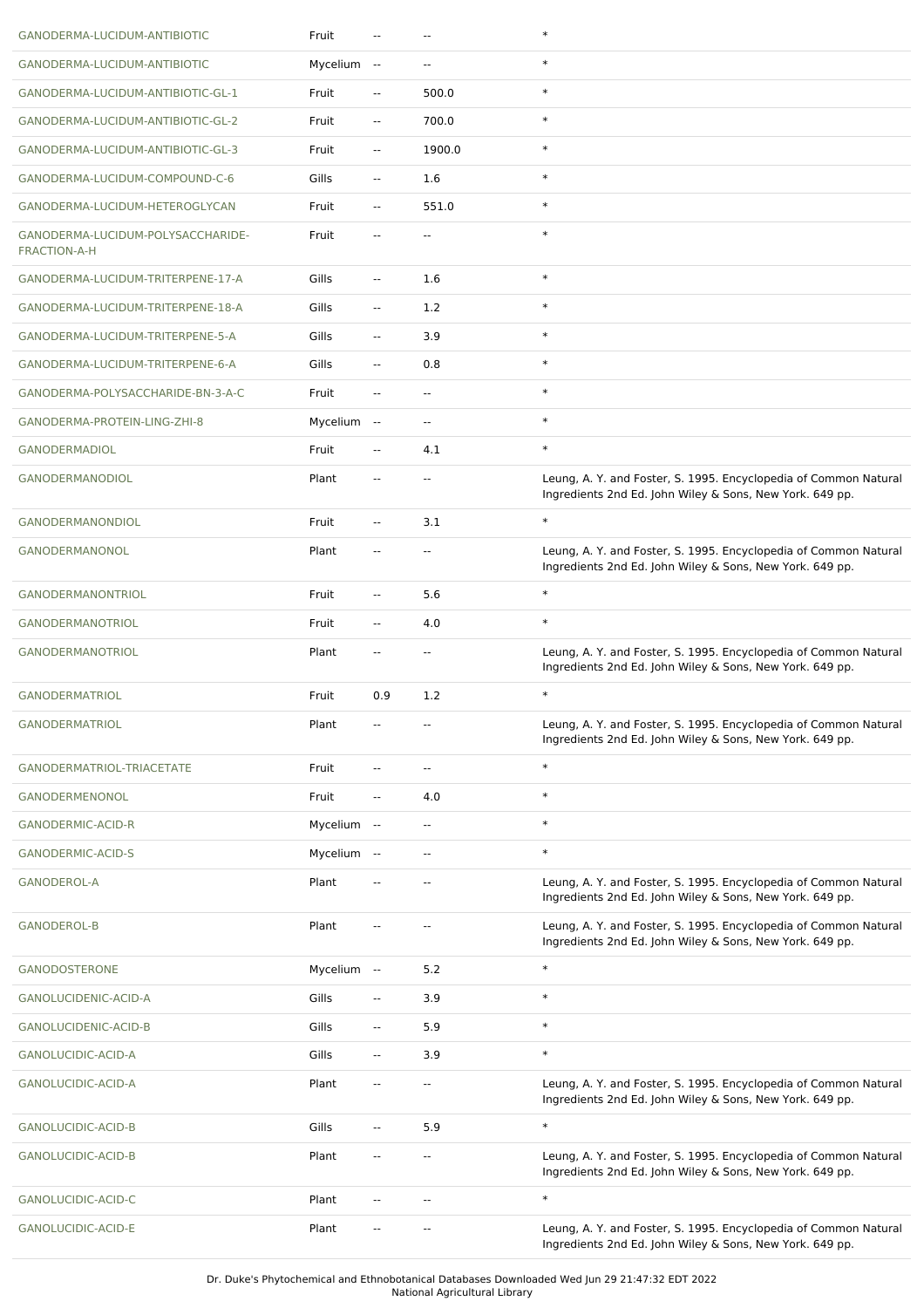| | | | | |
|---|---|---|---|---|
| GANODERMA-LUCIDUM-ANTIBIOTIC | Fruit | -- | -- | * |
| GANODERMA-LUCIDUM-ANTIBIOTIC | Mycelium | -- | -- | * |
| GANODERMA-LUCIDUM-ANTIBIOTIC-GL-1 | Fruit | -- | 500.0 | * |
| GANODERMA-LUCIDUM-ANTIBIOTIC-GL-2 | Fruit | -- | 700.0 | * |
| GANODERMA-LUCIDUM-ANTIBIOTIC-GL-3 | Fruit | -- | 1900.0 | * |
| GANODERMA-LUCIDUM-COMPOUND-C-6 | Gills | -- | 1.6 | * |
| GANODERMA-LUCIDUM-HETEROGLYCAN | Fruit | -- | 551.0 | * |
| GANODERMA-LUCIDUM-POLYSACCHARIDE-FRACTION-A-H | Fruit | -- | -- | * |
| GANODERMA-LUCIDUM-TRITERPENE-17-A | Gills | -- | 1.6 | * |
| GANODERMA-LUCIDUM-TRITERPENE-18-A | Gills | -- | 1.2 | * |
| GANODERMA-LUCIDUM-TRITERPENE-5-A | Gills | -- | 3.9 | * |
| GANODERMA-LUCIDUM-TRITERPENE-6-A | Gills | -- | 0.8 | * |
| GANODERMA-POLYSACCHARIDE-BN-3-A-C | Fruit | -- | -- | * |
| GANODERMA-PROTEIN-LING-ZHI-8 | Mycelium | -- | -- | * |
| GANODERMADIOL | Fruit | -- | 4.1 | * |
| GANODERMANODIOL | Plant | -- | -- | Leung, A. Y. and Foster, S. 1995. Encyclopedia of Common Natural Ingredients 2nd Ed. John Wiley & Sons, New York. 649 pp. |
| GANODERMANONDIOL | Fruit | -- | 3.1 | * |
| GANODERMANONOL | Plant | -- | -- | Leung, A. Y. and Foster, S. 1995. Encyclopedia of Common Natural Ingredients 2nd Ed. John Wiley & Sons, New York. 649 pp. |
| GANODERMANONTRIOL | Fruit | -- | 5.6 | * |
| GANODERMANOTRIOL | Fruit | -- | 4.0 | * |
| GANODERMANOTRIOL | Plant | -- | -- | Leung, A. Y. and Foster, S. 1995. Encyclopedia of Common Natural Ingredients 2nd Ed. John Wiley & Sons, New York. 649 pp. |
| GANODERMATRIOL | Fruit | 0.9 | 1.2 | * |
| GANODERMATRIOL | Plant | -- | -- | Leung, A. Y. and Foster, S. 1995. Encyclopedia of Common Natural Ingredients 2nd Ed. John Wiley & Sons, New York. 649 pp. |
| GANODERMATRIOL-TRIACETATE | Fruit | -- | -- | * |
| GANODERMENONOL | Fruit | -- | 4.0 | * |
| GANODERMIC-ACID-R | Mycelium | -- | -- | * |
| GANODERMIC-ACID-S | Mycelium | -- | -- | * |
| GANODEROL-A | Plant | -- | -- | Leung, A. Y. and Foster, S. 1995. Encyclopedia of Common Natural Ingredients 2nd Ed. John Wiley & Sons, New York. 649 pp. |
| GANODEROL-B | Plant | -- | -- | Leung, A. Y. and Foster, S. 1995. Encyclopedia of Common Natural Ingredients 2nd Ed. John Wiley & Sons, New York. 649 pp. |
| GANODOSTERONE | Mycelium | -- | 5.2 | * |
| GANOLUCIDENIC-ACID-A | Gills | -- | 3.9 | * |
| GANOLUCIDENIC-ACID-B | Gills | -- | 5.9 | * |
| GANOLUCIDIC-ACID-A | Gills | -- | 3.9 | * |
| GANOLUCIDIC-ACID-A | Plant | -- | -- | Leung, A. Y. and Foster, S. 1995. Encyclopedia of Common Natural Ingredients 2nd Ed. John Wiley & Sons, New York. 649 pp. |
| GANOLUCIDIC-ACID-B | Gills | -- | 5.9 | * |
| GANOLUCIDIC-ACID-B | Plant | -- | -- | Leung, A. Y. and Foster, S. 1995. Encyclopedia of Common Natural Ingredients 2nd Ed. John Wiley & Sons, New York. 649 pp. |
| GANOLUCIDIC-ACID-C | Plant | -- | -- | * |
| GANOLUCIDIC-ACID-E | Plant | -- | -- | Leung, A. Y. and Foster, S. 1995. Encyclopedia of Common Natural Ingredients 2nd Ed. John Wiley & Sons, New York. 649 pp. |

Dr. Duke's Phytochemical and Ethnobotanical Databases Downloaded Wed Jun 29 21:47:32 EDT 2022
National Agricultural Library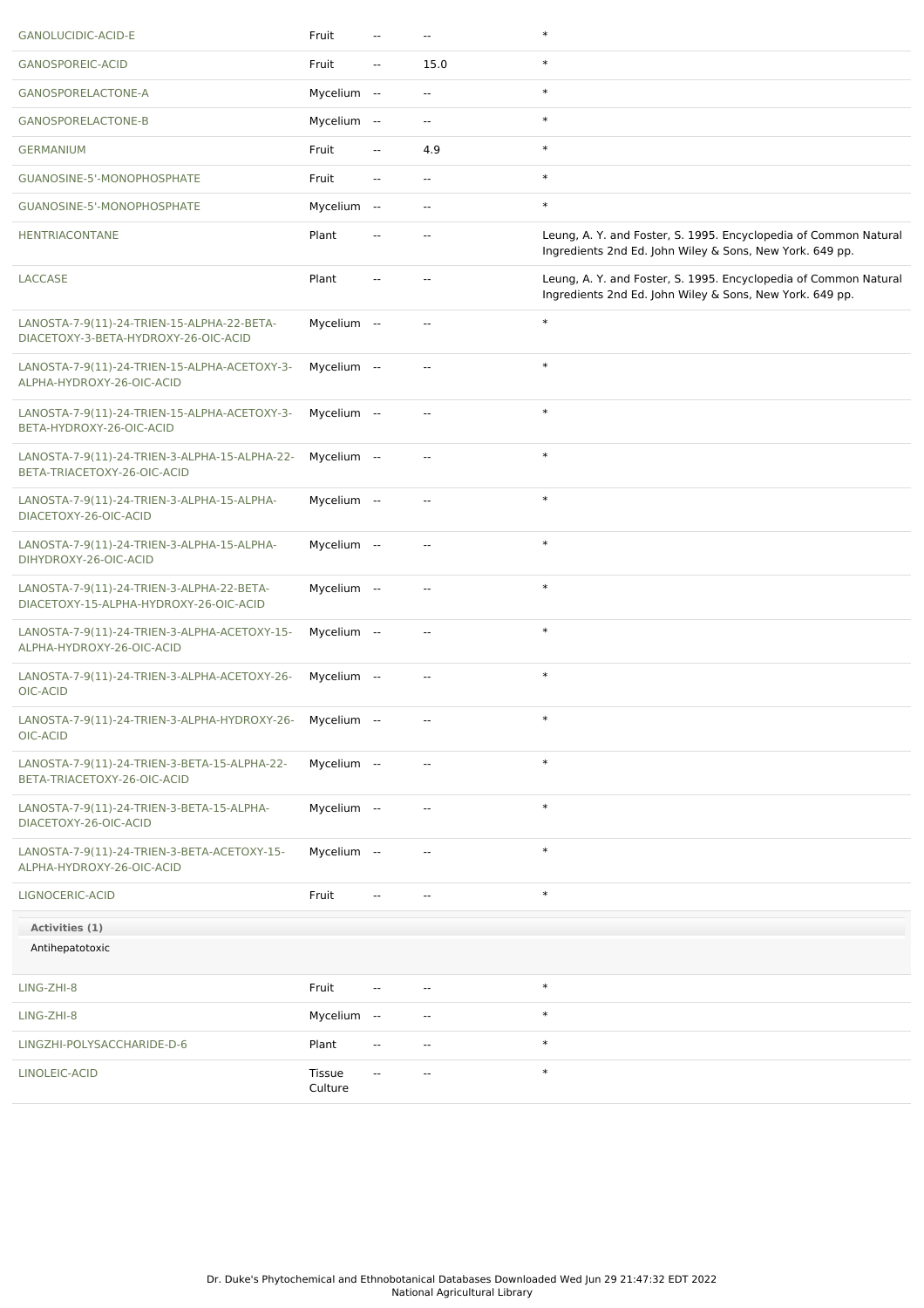| | | | | |
|---|---|---|---|---|
| GANOLUCIDIC-ACID-E | Fruit | -- | -- | * |
| GANOSPOREIC-ACID | Fruit | -- | 15.0 | * |
| GANOSPORELACTONE-A | Mycelium | -- | -- | * |
| GANOSPORELACTONE-B | Mycelium | -- | -- | * |
| GERMANIUM | Fruit | -- | 4.9 | * |
| GUANOSINE-5'-MONOPHOSPHATE | Fruit | -- | -- | * |
| GUANOSINE-5'-MONOPHOSPHATE | Mycelium | -- | -- | * |
| HENTRIACONTANE | Plant | -- | -- | Leung, A. Y. and Foster, S. 1995. Encyclopedia of Common Natural Ingredients 2nd Ed. John Wiley & Sons, New York. 649 pp. |
| LACCASE | Plant | -- | -- | Leung, A. Y. and Foster, S. 1995. Encyclopedia of Common Natural Ingredients 2nd Ed. John Wiley & Sons, New York. 649 pp. |
| LANOSTA-7-9(11)-24-TRIEN-15-ALPHA-22-BETA-DIACETOXY-3-BETA-HYDROXY-26-OIC-ACID | Mycelium | -- | -- | * |
| LANOSTA-7-9(11)-24-TRIEN-15-ALPHA-ACETOXY-3-ALPHA-HYDROXY-26-OIC-ACID | Mycelium | -- | -- | * |
| LANOSTA-7-9(11)-24-TRIEN-15-ALPHA-ACETOXY-3-BETA-HYDROXY-26-OIC-ACID | Mycelium | -- | -- | * |
| LANOSTA-7-9(11)-24-TRIEN-3-ALPHA-15-ALPHA-22-BETA-TRIACETOXY-26-OIC-ACID | Mycelium | -- | -- | * |
| LANOSTA-7-9(11)-24-TRIEN-3-ALPHA-15-ALPHA-DIACETOXY-26-OIC-ACID | Mycelium | -- | -- | * |
| LANOSTA-7-9(11)-24-TRIEN-3-ALPHA-15-ALPHA-DIHYDROXY-26-OIC-ACID | Mycelium | -- | -- | * |
| LANOSTA-7-9(11)-24-TRIEN-3-ALPHA-22-BETA-DIACETOXY-15-ALPHA-HYDROXY-26-OIC-ACID | Mycelium | -- | -- | * |
| LANOSTA-7-9(11)-24-TRIEN-3-ALPHA-ACETOXY-15-ALPHA-HYDROXY-26-OIC-ACID | Mycelium | -- | -- | * |
| LANOSTA-7-9(11)-24-TRIEN-3-ALPHA-ACETOXY-26-OIC-ACID | Mycelium | -- | -- | * |
| LANOSTA-7-9(11)-24-TRIEN-3-ALPHA-HYDROXY-26-OIC-ACID | Mycelium | -- | -- | * |
| LANOSTA-7-9(11)-24-TRIEN-3-BETA-15-ALPHA-22-BETA-TRIACETOXY-26-OIC-ACID | Mycelium | -- | -- | * |
| LANOSTA-7-9(11)-24-TRIEN-3-BETA-15-ALPHA-DIACETOXY-26-OIC-ACID | Mycelium | -- | -- | * |
| LANOSTA-7-9(11)-24-TRIEN-3-BETA-ACETOXY-15-ALPHA-HYDROXY-26-OIC-ACID | Mycelium | -- | -- | * |
| LIGNOCERIC-ACID | Fruit | -- | -- | * |

**Activities (1)**

Antihepatotoxic

| | | | | |
|---|---|---|---|---|
| LING-ZHI-8 | Fruit | -- | -- | * |
| LING-ZHI-8 | Mycelium | -- | -- | * |
| LINGZHI-POLYSACCHARIDE-D-6 | Plant | -- | -- | * |
| LINOLEIC-ACID | Tissue Culture | -- | -- | * |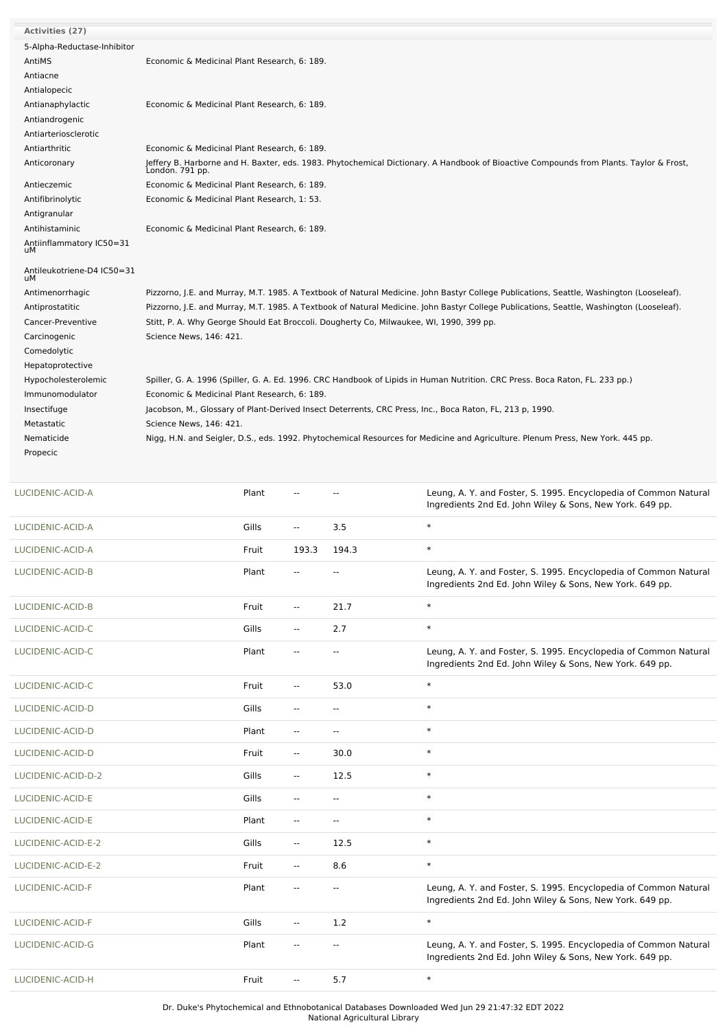| Activities (27) | |
|---|---|
| 5-Alpha-Reductase-Inhibitor | |
| AntiMS | Economic & Medicinal Plant Research, 6: 189. |
| Antiacne | |
| Antialopecic | |
| Antianaphylactic | Economic & Medicinal Plant Research, 6: 189. |
| Antiandrogenic | |
| Antiarteriosclerotic | |
| Antiarthritic | Economic & Medicinal Plant Research, 6: 189. |
| Anticoronary | Jeffery B. Harborne and H. Baxter, eds. 1983. Phytochemical Dictionary. A Handbook of Bioactive Compounds from Plants. Taylor & Frost, London. 791 pp. |
| Antieczemic | Economic & Medicinal Plant Research, 6: 189. |
| Antifibrinolytic | Economic & Medicinal Plant Research, 1: 53. |
| Antigranular | |
| Antihistaminic | Economic & Medicinal Plant Research, 6: 189. |
| Antiinflammatory IC50=31 uM | |
| Antileukotriene-D4 IC50=31 uM | |
| Antimenorrhagic | Pizzorno, J.E. and Murray, M.T. 1985. A Textbook of Natural Medicine. John Bastyr College Publications, Seattle, Washington (Looseleaf). |
| Antiprostatitic | Pizzorno, J.E. and Murray, M.T. 1985. A Textbook of Natural Medicine. John Bastyr College Publications, Seattle, Washington (Looseleaf). |
| Cancer-Preventive | Stitt, P. A. Why George Should Eat Broccoli. Dougherty Co, Milwaukee, WI, 1990, 399 pp. |
| Carcinogenic | Science News, 146: 421. |
| Comedolytic | |
| Hepatoprotective | |
| Hypocholesterolemic | Spiller, G. A. 1996 (Spiller, G. A. Ed. 1996. CRC Handbook of Lipids in Human Nutrition. CRC Press. Boca Raton, FL. 233 pp.) |
| Immunomodulator | Economic & Medicinal Plant Research, 6: 189. |
| Insectifuge | Jacobson, M., Glossary of Plant-Derived Insect Deterrents, CRC Press, Inc., Boca Raton, FL, 213 p, 1990. |
| Metastatic | Science News, 146: 421. |
| Nematicide | Nigg, H.N. and Seigler, D.S., eds. 1992. Phytochemical Resources for Medicine and Agriculture. Plenum Press, New York. 445 pp. |
| Propecic | |

| | | | | |
|---|---|---|---|---|
| LUCIDENIC-ACID-A | Plant | -- | -- | Leung, A. Y. and Foster, S. 1995. Encyclopedia of Common Natural Ingredients 2nd Ed. John Wiley & Sons, New York. 649 pp. |
| LUCIDENIC-ACID-A | Gills | -- | 3.5 | * |
| LUCIDENIC-ACID-A | Fruit | 193.3 | 194.3 | * |
| LUCIDENIC-ACID-B | Plant | -- | -- | Leung, A. Y. and Foster, S. 1995. Encyclopedia of Common Natural Ingredients 2nd Ed. John Wiley & Sons, New York. 649 pp. |
| LUCIDENIC-ACID-B | Fruit | -- | 21.7 | * |
| LUCIDENIC-ACID-C | Gills | -- | 2.7 | * |
| LUCIDENIC-ACID-C | Plant | -- | -- | Leung, A. Y. and Foster, S. 1995. Encyclopedia of Common Natural Ingredients 2nd Ed. John Wiley & Sons, New York. 649 pp. |
| LUCIDENIC-ACID-C | Fruit | -- | 53.0 | * |
| LUCIDENIC-ACID-D | Gills | -- | -- | * |
| LUCIDENIC-ACID-D | Plant | -- | -- | * |
| LUCIDENIC-ACID-D | Fruit | -- | 30.0 | * |
| LUCIDENIC-ACID-D-2 | Gills | -- | 12.5 | * |
| LUCIDENIC-ACID-E | Gills | -- | -- | * |
| LUCIDENIC-ACID-E | Plant | -- | -- | * |
| LUCIDENIC-ACID-E-2 | Gills | -- | 12.5 | * |
| LUCIDENIC-ACID-E-2 | Fruit | -- | 8.6 | * |
| LUCIDENIC-ACID-F | Plant | -- | -- | Leung, A. Y. and Foster, S. 1995. Encyclopedia of Common Natural Ingredients 2nd Ed. John Wiley & Sons, New York. 649 pp. |
| LUCIDENIC-ACID-F | Gills | -- | 1.2 | * |
| LUCIDENIC-ACID-G | Plant | -- | -- | Leung, A. Y. and Foster, S. 1995. Encyclopedia of Common Natural Ingredients 2nd Ed. John Wiley & Sons, New York. 649 pp. |
| LUCIDENIC-ACID-H | Fruit | -- | 5.7 | * |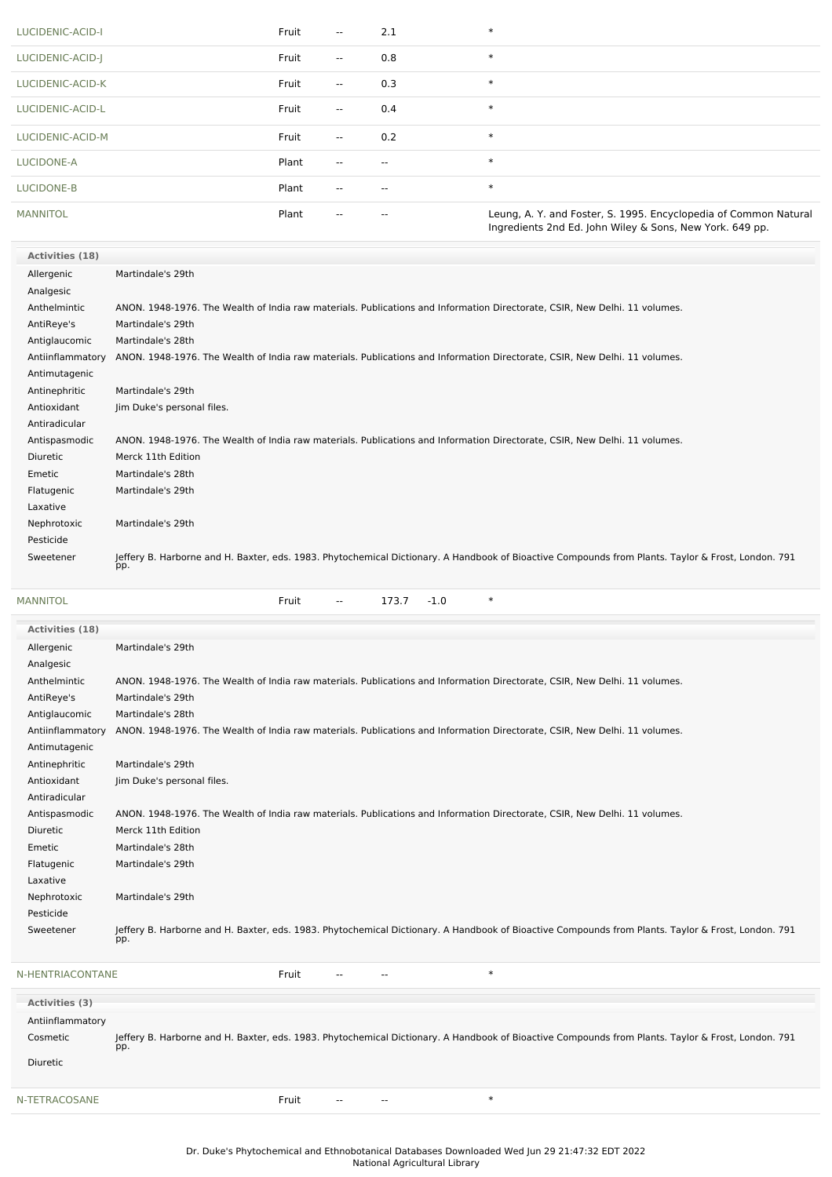| | | | | | |
|---|---|---|---|---|---|
| LUCIDENIC-ACID-I | Fruit | -- | 2.1 | | * |
| LUCIDENIC-ACID-J | Fruit | -- | 0.8 | | * |
| LUCIDENIC-ACID-K | Fruit | -- | 0.3 | | * |
| LUCIDENIC-ACID-L | Fruit | -- | 0.4 | | * |
| LUCIDENIC-ACID-M | Fruit | -- | 0.2 | | * |
| LUCIDONE-A | Plant | -- | -- | | * |
| LUCIDONE-B | Plant | -- | -- | | * |
| MANNITOL | Plant | -- | -- | | Leung, A. Y. and Foster, S. 1995. Encyclopedia of Common Natural Ingredients 2nd Ed. John Wiley & Sons, New York. 649 pp. |

**Activities (18)**

| | |
|---|---|
| Allergenic | Martindale's 29th |
| Analgesic | |
| Anthelmintic | ANON. 1948-1976. The Wealth of India raw materials. Publications and Information Directorate, CSIR, New Delhi. 11 volumes. |
| AntiReye's | Martindale's 29th |
| Antiglaucomic | Martindale's 28th |
| Antiinflammatory | ANON. 1948-1976. The Wealth of India raw materials. Publications and Information Directorate, CSIR, New Delhi. 11 volumes. |
| Antimutagenic | |
| Antinephritic | Martindale's 29th |
| Antioxidant | Jim Duke's personal files. |
| Antiradicular | |
| Antispasmodic | ANON. 1948-1976. The Wealth of India raw materials. Publications and Information Directorate, CSIR, New Delhi. 11 volumes. |
| Diuretic | Merck 11th Edition |
| Emetic | Martindale's 28th |
| Flatugenic | Martindale's 29th |
| Laxative | |
| Nephrotoxic | Martindale's 29th |
| Pesticide | |
| Sweetener | Jeffery B. Harborne and H. Baxter, eds. 1983. Phytochemical Dictionary. A Handbook of Bioactive Compounds from Plants. Taylor & Frost, London. 791 pp. |

| | | | | | |
|---|---|---|---|---|---|
| MANNITOL | Fruit | -- | 173.7 | -1.0 | * |

**Activities (18)**

| | |
|---|---|
| Allergenic | Martindale's 29th |
| Analgesic | |
| Anthelmintic | ANON. 1948-1976. The Wealth of India raw materials. Publications and Information Directorate, CSIR, New Delhi. 11 volumes. |
| AntiReye's | Martindale's 29th |
| Antiglaucomic | Martindale's 28th |
| Antiinflammatory | ANON. 1948-1976. The Wealth of India raw materials. Publications and Information Directorate, CSIR, New Delhi. 11 volumes. |
| Antimutagenic | |
| Antinephritic | Martindale's 29th |
| Antioxidant | Jim Duke's personal files. |
| Antiradicular | |
| Antispasmodic | ANON. 1948-1976. The Wealth of India raw materials. Publications and Information Directorate, CSIR, New Delhi. 11 volumes. |
| Diuretic | Merck 11th Edition |
| Emetic | Martindale's 28th |
| Flatugenic | Martindale's 29th |
| Laxative | |
| Nephrotoxic | Martindale's 29th |
| Pesticide | |
| Sweetener | Jeffery B. Harborne and H. Baxter, eds. 1983. Phytochemical Dictionary. A Handbook of Bioactive Compounds from Plants. Taylor & Frost, London. 791 pp. |

| | | | | | |
|---|---|---|---|---|---|
| N-HENTRIACONTANE | Fruit | -- | -- | | * |

**Activities (3)**

| | |
|---|---|
| Antiinflammatory | |
| Cosmetic | Jeffery B. Harborne and H. Baxter, eds. 1983. Phytochemical Dictionary. A Handbook of Bioactive Compounds from Plants. Taylor & Frost, London. 791 pp. |
| Diuretic | |

| | | | | | |
|---|---|---|---|---|---|
| N-TETRACOSANE | Fruit | -- | -- | | * |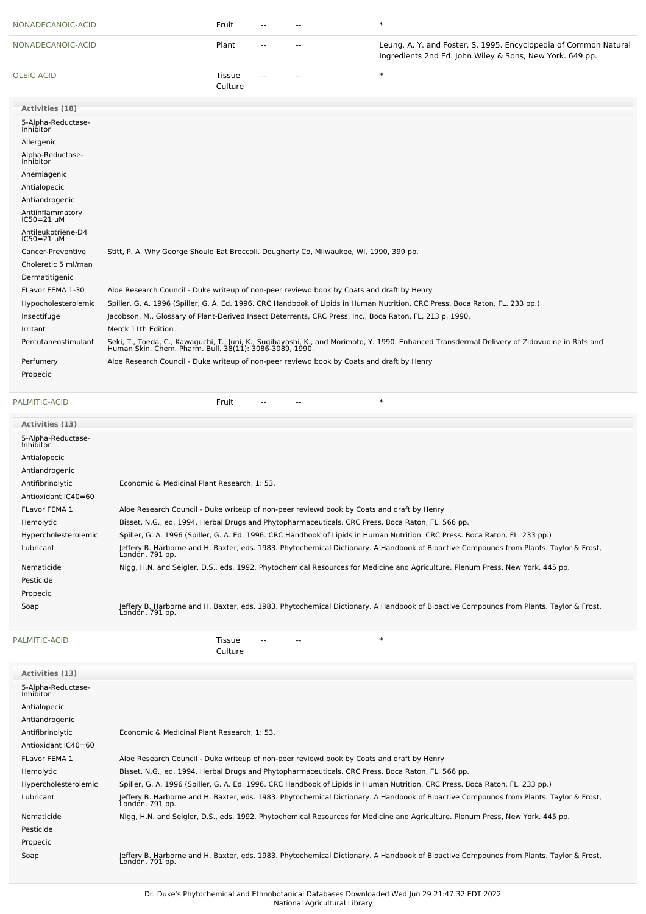| NONADECANOIC-ACID | Fruit | -- | -- | * |
|---|---|---|---|---|
| NONADECANOIC-ACID | Plant | -- | -- | Leung, A. Y. and Foster, S. 1995. Encyclopedia of Common Natural Ingredients 2nd Ed. John Wiley & Sons, New York. 649 pp. |
| OLEIC-ACID | Tissue Culture | -- | -- | * |

| Activities (18) | |
|---|---|
| 5-Alpha-Reductase-Inhibitor | |
| Allergenic | |
| Alpha-Reductase-Inhibitor | |
| Anemiagenic | |
| Antialopecic | |
| Antiandrogenic | |
| Antiinflammatory IC50=21 uM | |
| Antileukotriene-D4 IC50=21 uM | |
| Cancer-Preventive | Stitt, P. A. Why George Should Eat Broccoli. Dougherty Co, Milwaukee, WI, 1990, 399 pp. |
| Choleretic 5 ml/man | |
| Dermatitigenic | |
| FLavor FEMA 1-30 | Aloe Research Council - Duke writeup of non-peer reviewd book by Coats and draft by Henry |
| Hypocholesterolemic | Spiller, G. A. 1996 (Spiller, G. A. Ed. 1996. CRC Handbook of Lipids in Human Nutrition. CRC Press. Boca Raton, FL. 233 pp.) |
| Insectifuge | Jacobson, M., Glossary of Plant-Derived Insect Deterrents, CRC Press, Inc., Boca Raton, FL, 213 p, 1990. |
| Irritant | Merck 11th Edition |
| Percutaneostimulant | Seki, T., Toeda, C., Kawaguchi, T., Juni, K., Sugibayashi, K., and Morimoto, Y. 1990. Enhanced Transdermal Delivery of Zidovudine in Rats and Human Skin. Chem. Pharm. Bull. 38(11): 3086-3089, 1990. |
| Perfumery | Aloe Research Council - Duke writeup of non-peer reviewd book by Coats and draft by Henry |
| Propecic | |

| PALMITIC-ACID | Fruit | -- | -- | * |
|---|---|---|---|---|

| Activities (13) | |
|---|---|
| 5-Alpha-Reductase-Inhibitor | |
| Antialopecic | |
| Antiandrogenic | |
| Antifibrinolytic | Economic & Medicinal Plant Research, 1: 53. |
| Antioxidant IC40=60 | |
| FLavor FEMA 1 | Aloe Research Council - Duke writeup of non-peer reviewd book by Coats and draft by Henry |
| Hemolytic | Bisset, N.G., ed. 1994. Herbal Drugs and Phytopharmaceuticals. CRC Press. Boca Raton, FL. 566 pp. |
| Hypercholesterolemic | Spiller, G. A. 1996 (Spiller, G. A. Ed. 1996. CRC Handbook of Lipids in Human Nutrition. CRC Press. Boca Raton, FL. 233 pp.) |
| Lubricant | Jeffery B. Harborne and H. Baxter, eds. 1983. Phytochemical Dictionary. A Handbook of Bioactive Compounds from Plants. Taylor & Frost, London. 791 pp. |
| Nematicide | Nigg, H.N. and Seigler, D.S., eds. 1992. Phytochemical Resources for Medicine and Agriculture. Plenum Press, New York. 445 pp. |
| Pesticide | |
| Propecic | |
| Soap | Jeffery B. Harborne and H. Baxter, eds. 1983. Phytochemical Dictionary. A Handbook of Bioactive Compounds from Plants. Taylor & Frost, London. 791 pp. |

| PALMITIC-ACID | Tissue Culture | -- | -- | * |
|---|---|---|---|---|

| Activities (13) | |
|---|---|
| 5-Alpha-Reductase-Inhibitor | |
| Antialopecic | |
| Antiandrogenic | |
| Antifibrinolytic | Economic & Medicinal Plant Research, 1: 53. |
| Antioxidant IC40=60 | |
| FLavor FEMA 1 | Aloe Research Council - Duke writeup of non-peer reviewd book by Coats and draft by Henry |
| Hemolytic | Bisset, N.G., ed. 1994. Herbal Drugs and Phytopharmaceuticals. CRC Press. Boca Raton, FL. 566 pp. |
| Hypercholesterolemic | Spiller, G. A. 1996 (Spiller, G. A. Ed. 1996. CRC Handbook of Lipids in Human Nutrition. CRC Press. Boca Raton, FL. 233 pp.) |
| Lubricant | Jeffery B. Harborne and H. Baxter, eds. 1983. Phytochemical Dictionary. A Handbook of Bioactive Compounds from Plants. Taylor & Frost, London. 791 pp. |
| Nematicide | Nigg, H.N. and Seigler, D.S., eds. 1992. Phytochemical Resources for Medicine and Agriculture. Plenum Press, New York. 445 pp. |
| Pesticide | |
| Propecic | |
| Soap | Jeffery B. Harborne and H. Baxter, eds. 1983. Phytochemical Dictionary. A Handbook of Bioactive Compounds from Plants. Taylor & Frost, London. 791 pp. |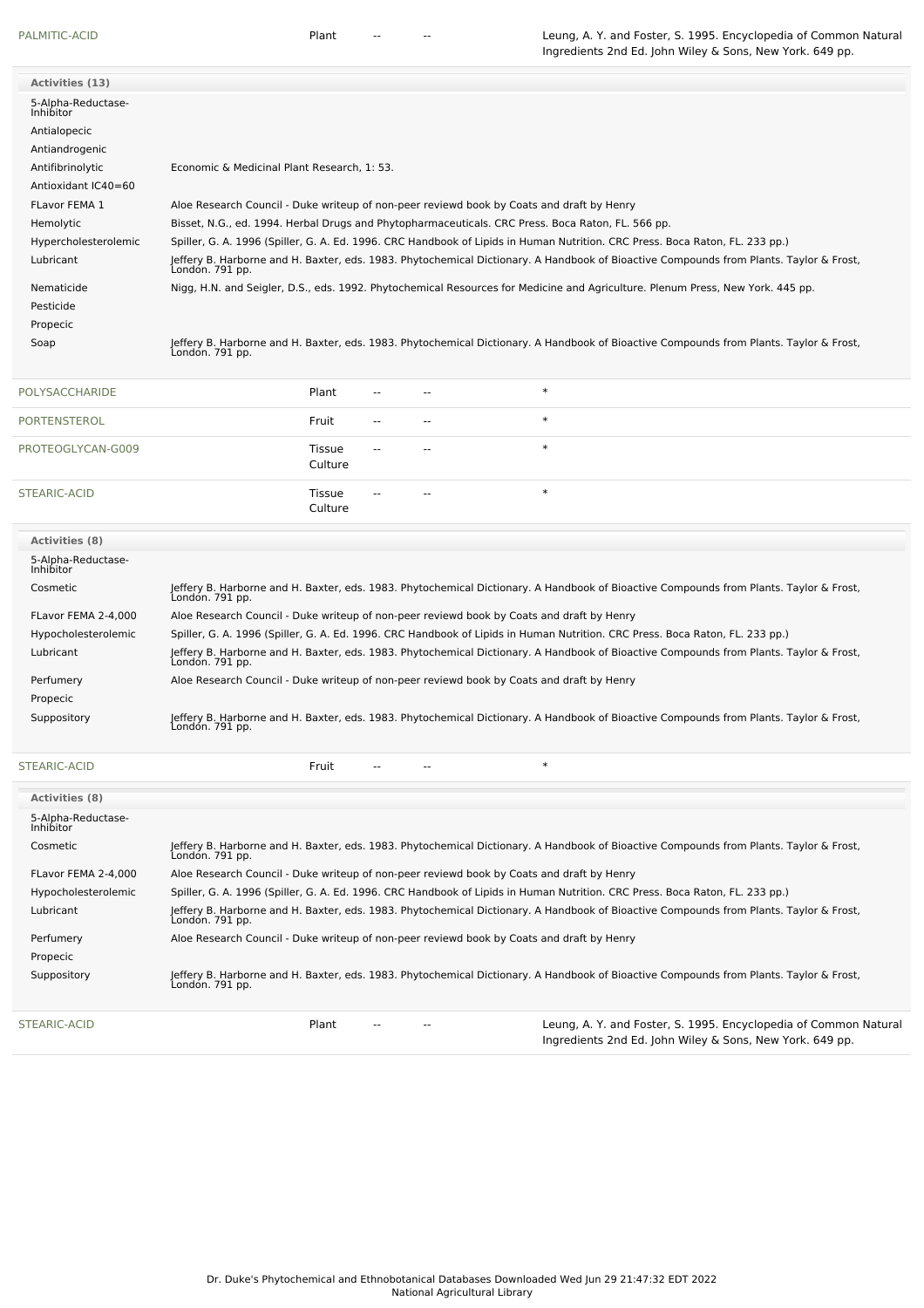| PALMITIC-ACID | Plant | -- | -- | Leung, A. Y. and Foster, S. 1995. Encyclopedia of Common Natural Ingredients 2nd Ed. John Wiley & Sons, New York. 649 pp. |
|---|---|---|---|---|

**Activities (13)**

| Activity | Reference |
|---|---|
| 5-Alpha-Reductase-Inhibitor | |
| Antialopecic | |
| Antiandrogenic | |
| Antifibrinolytic | Economic & Medicinal Plant Research, 1: 53. |
| Antioxidant IC40=60 | |
| FLavor FEMA 1 | Aloe Research Council - Duke writeup of non-peer reviewd book by Coats and draft by Henry |
| Hemolytic | Bisset, N.G., ed. 1994. Herbal Drugs and Phytopharmaceuticals. CRC Press. Boca Raton, FL. 566 pp. |
| Hypercholesterolemic | Spiller, G. A. 1996 (Spiller, G. A. Ed. 1996. CRC Handbook of Lipids in Human Nutrition. CRC Press. Boca Raton, FL. 233 pp.) |
| Lubricant | Jeffery B. Harborne and H. Baxter, eds. 1983. Phytochemical Dictionary. A Handbook of Bioactive Compounds from Plants. Taylor & Frost, London. 791 pp. |
| Nematicide | Nigg, H.N. and Seigler, D.S., eds. 1992. Phytochemical Resources for Medicine and Agriculture. Plenum Press, New York. 445 pp. |
| Pesticide | |
| Propecic | |
| Soap | Jeffery B. Harborne and H. Baxter, eds. 1983. Phytochemical Dictionary. A Handbook of Bioactive Compounds from Plants. Taylor & Frost, London. 791 pp. |

| Chemical | Part | Low PPM | High PPM | Reference |
|---|---|---|---|---|
| POLYSACCHARIDE | Plant | -- | -- | * |
| PORTENSTEROL | Fruit | -- | -- | * |
| PROTEOGLYCAN-G009 | Tissue Culture | -- | -- | * |
| STEARIC-ACID | Tissue Culture | -- | -- | * |

**Activities (8)**

| Activity | Reference |
|---|---|
| 5-Alpha-Reductase-Inhibitor | |
| Cosmetic | Jeffery B. Harborne and H. Baxter, eds. 1983. Phytochemical Dictionary. A Handbook of Bioactive Compounds from Plants. Taylor & Frost, London. 791 pp. |
| FLavor FEMA 2-4,000 | Aloe Research Council - Duke writeup of non-peer reviewd book by Coats and draft by Henry |
| Hypocholesterolemic | Spiller, G. A. 1996 (Spiller, G. A. Ed. 1996. CRC Handbook of Lipids in Human Nutrition. CRC Press. Boca Raton, FL. 233 pp.) |
| Lubricant | Jeffery B. Harborne and H. Baxter, eds. 1983. Phytochemical Dictionary. A Handbook of Bioactive Compounds from Plants. Taylor & Frost, London. 791 pp. |
| Perfumery | Aloe Research Council - Duke writeup of non-peer reviewd book by Coats and draft by Henry |
| Propecic | |
| Suppository | Jeffery B. Harborne and H. Baxter, eds. 1983. Phytochemical Dictionary. A Handbook of Bioactive Compounds from Plants. Taylor & Frost, London. 791 pp. |

| STEARIC-ACID | Fruit | -- | -- | * |
|---|---|---|---|---|

**Activities (8)**

| Activity | Reference |
|---|---|
| 5-Alpha-Reductase-Inhibitor | |
| Cosmetic | Jeffery B. Harborne and H. Baxter, eds. 1983. Phytochemical Dictionary. A Handbook of Bioactive Compounds from Plants. Taylor & Frost, London. 791 pp. |
| FLavor FEMA 2-4,000 | Aloe Research Council - Duke writeup of non-peer reviewd book by Coats and draft by Henry |
| Hypocholesterolemic | Spiller, G. A. 1996 (Spiller, G. A. Ed. 1996. CRC Handbook of Lipids in Human Nutrition. CRC Press. Boca Raton, FL. 233 pp.) |
| Lubricant | Jeffery B. Harborne and H. Baxter, eds. 1983. Phytochemical Dictionary. A Handbook of Bioactive Compounds from Plants. Taylor & Frost, London. 791 pp. |
| Perfumery | Aloe Research Council - Duke writeup of non-peer reviewd book by Coats and draft by Henry |
| Propecic | |
| Suppository | Jeffery B. Harborne and H. Baxter, eds. 1983. Phytochemical Dictionary. A Handbook of Bioactive Compounds from Plants. Taylor & Frost, London. 791 pp. |

| STEARIC-ACID | Plant | -- | -- | Leung, A. Y. and Foster, S. 1995. Encyclopedia of Common Natural Ingredients 2nd Ed. John Wiley & Sons, New York. 649 pp. |
|---|---|---|---|---|

Dr. Duke's Phytochemical and Ethnobotanical Databases Downloaded Wed Jun 29 21:47:32 EDT 2022
National Agricultural Library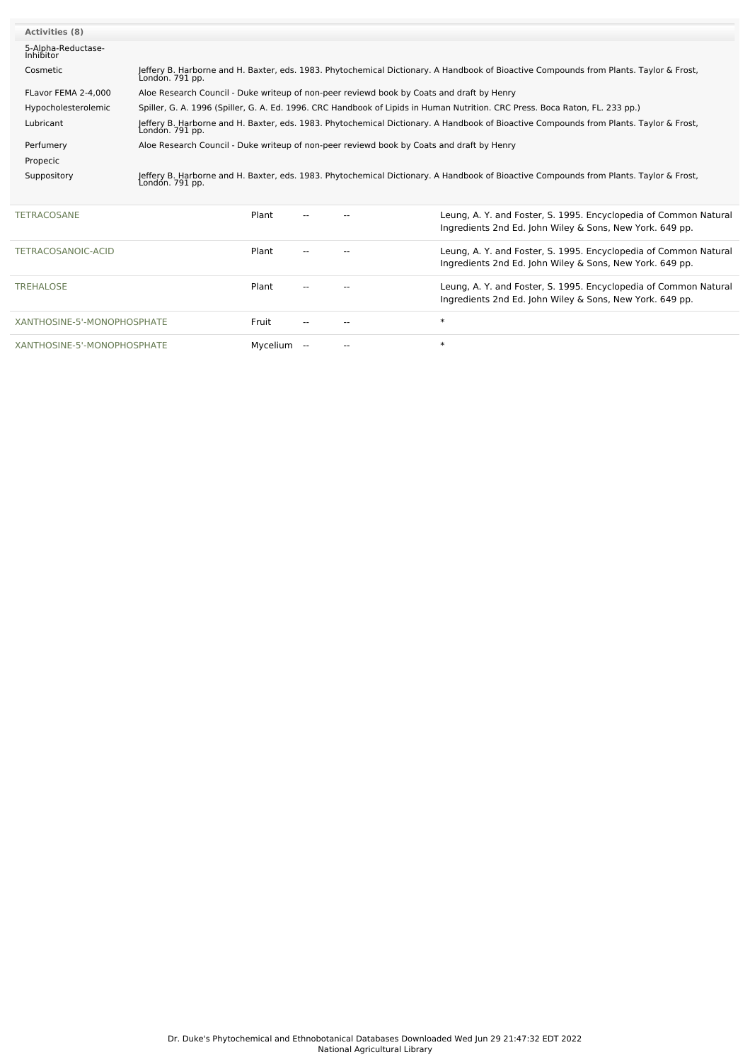**Activities (8)**

| | |
|---|---|
| 5-Alpha-Reductase-Inhibitor | |
| Cosmetic | Jeffery B. Harborne and H. Baxter, eds. 1983. Phytochemical Dictionary. A Handbook of Bioactive Compounds from Plants. Taylor & Frost, London. 791 pp. |
| FLavor FEMA 2-4,000 | Aloe Research Council - Duke writeup of non-peer reviewd book by Coats and draft by Henry |
| Hypocholesterolemic | Spiller, G. A. 1996 (Spiller, G. A. Ed. 1996. CRC Handbook of Lipids in Human Nutrition. CRC Press. Boca Raton, FL. 233 pp.) |
| Lubricant | Jeffery B. Harborne and H. Baxter, eds. 1983. Phytochemical Dictionary. A Handbook of Bioactive Compounds from Plants. Taylor & Frost, London. 791 pp. |
| Perfumery | Aloe Research Council - Duke writeup of non-peer reviewd book by Coats and draft by Henry |
| Propecic | |
| Suppository | Jeffery B. Harborne and H. Baxter, eds. 1983. Phytochemical Dictionary. A Handbook of Bioactive Compounds from Plants. Taylor & Frost, London. 791 pp. |

| | | | | |
|---|---|---|---|---|
| TETRACOSANE | Plant | -- | -- | Leung, A. Y. and Foster, S. 1995. Encyclopedia of Common Natural Ingredients 2nd Ed. John Wiley & Sons, New York. 649 pp. |
| TETRACOSANOIC-ACID | Plant | -- | -- | Leung, A. Y. and Foster, S. 1995. Encyclopedia of Common Natural Ingredients 2nd Ed. John Wiley & Sons, New York. 649 pp. |
| TREHALOSE | Plant | -- | -- | Leung, A. Y. and Foster, S. 1995. Encyclopedia of Common Natural Ingredients 2nd Ed. John Wiley & Sons, New York. 649 pp. |
| XANTHOSINE-5'-MONOPHOSPHATE | Fruit | -- | -- | * |
| XANTHOSINE-5'-MONOPHOSPHATE | Mycelium | -- | -- | * |